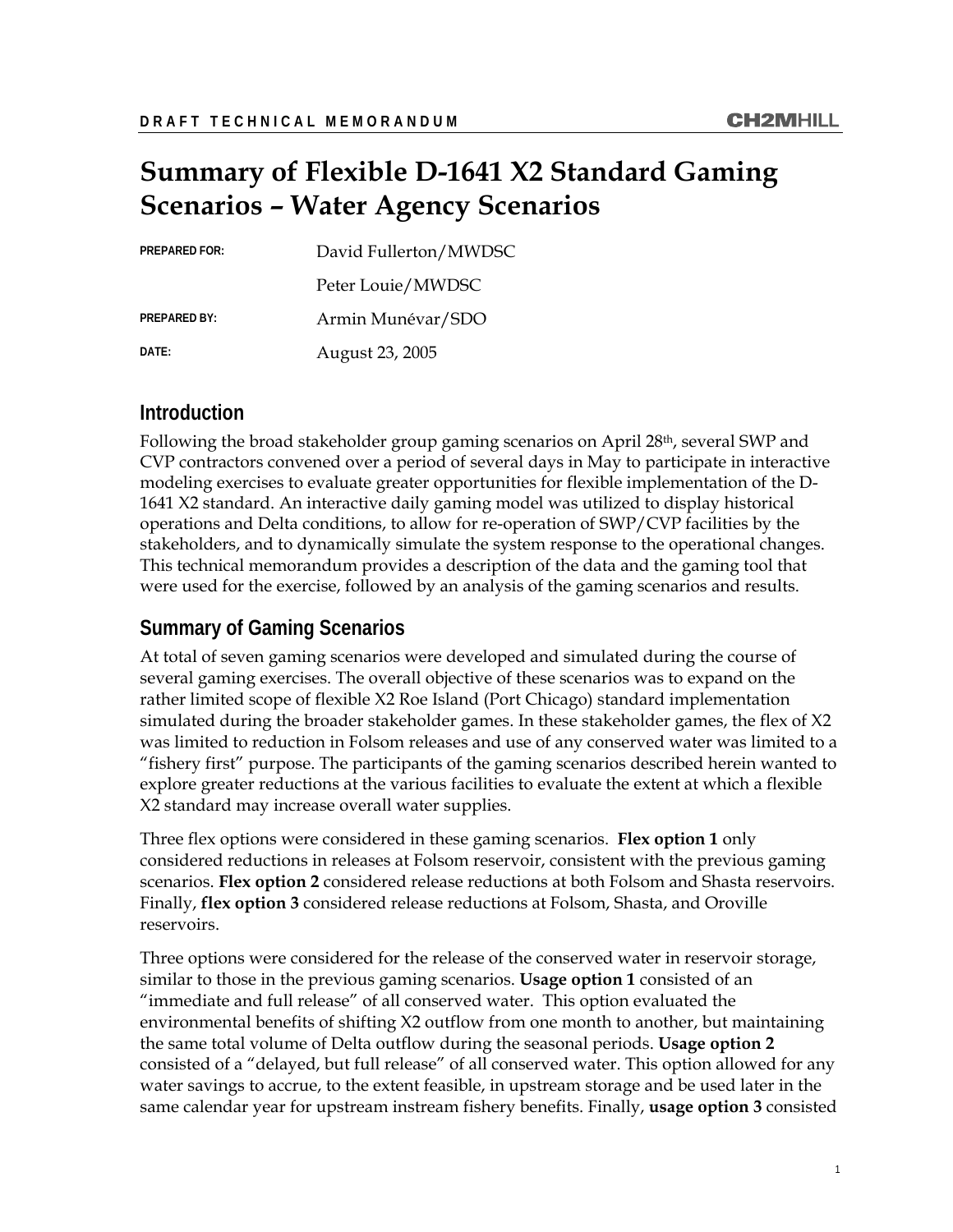DRAFT TECHNICAL MEMORANDUM

# Summary of Flexible D-1641 X2 Standard Gaming Scenarios – Water Agency Scenarios

| | |
|---|---|
| PREPARED FOR: | David Fullerton/MWDSC |
| | Peter Louie/MWDSC |
| PREPARED BY: | Armin Munévar/SDO |
| DATE: | August 23, 2005 |

## Introduction

Following the broad stakeholder group gaming scenarios on April 28th, several SWP and CVP contractors convened over a period of several days in May to participate in interactive modeling exercises to evaluate greater opportunities for flexible implementation of the D-1641 X2 standard. An interactive daily gaming model was utilized to display historical operations and Delta conditions, to allow for re-operation of SWP/CVP facilities by the stakeholders, and to dynamically simulate the system response to the operational changes. This technical memorandum provides a description of the data and the gaming tool that were used for the exercise, followed by an analysis of the gaming scenarios and results.

## Summary of Gaming Scenarios

At total of seven gaming scenarios were developed and simulated during the course of several gaming exercises. The overall objective of these scenarios was to expand on the rather limited scope of flexible X2 Roe Island (Port Chicago) standard implementation simulated during the broader stakeholder games. In these stakeholder games, the flex of X2 was limited to reduction in Folsom releases and use of any conserved water was limited to a "fishery first" purpose. The participants of the gaming scenarios described herein wanted to explore greater reductions at the various facilities to evaluate the extent at which a flexible X2 standard may increase overall water supplies.

Three flex options were considered in these gaming scenarios. **Flex option 1** only considered reductions in releases at Folsom reservoir, consistent with the previous gaming scenarios. **Flex option 2** considered release reductions at both Folsom and Shasta reservoirs. Finally, **flex option 3** considered release reductions at Folsom, Shasta, and Oroville reservoirs.

Three options were considered for the release of the conserved water in reservoir storage, similar to those in the previous gaming scenarios. **Usage option 1** consisted of an "immediate and full release" of all conserved water. This option evaluated the environmental benefits of shifting X2 outflow from one month to another, but maintaining the same total volume of Delta outflow during the seasonal periods. **Usage option 2** consisted of a "delayed, but full release" of all conserved water. This option allowed for any water savings to accrue, to the extent feasible, in upstream storage and be used later in the same calendar year for upstream instream fishery benefits. Finally, **usage option 3** consisted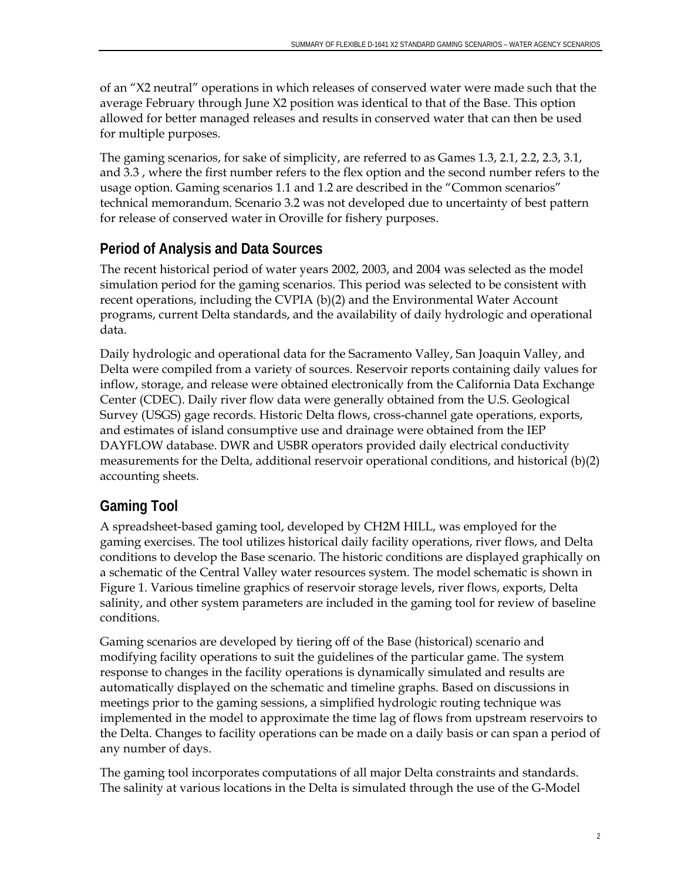of an "X2 neutral" operations in which releases of conserved water were made such that the average February through June X2 position was identical to that of the Base. This option allowed for better managed releases and results in conserved water that can then be used for multiple purposes.

The gaming scenarios, for sake of simplicity, are referred to as Games 1.3, 2.1, 2.2, 2.3, 3.1, and 3.3 , where the first number refers to the flex option and the second number refers to the usage option. Gaming scenarios 1.1 and 1.2 are described in the "Common scenarios" technical memorandum. Scenario 3.2 was not developed due to uncertainty of best pattern for release of conserved water in Oroville for fishery purposes.

## Period of Analysis and Data Sources

The recent historical period of water years 2002, 2003, and 2004 was selected as the model simulation period for the gaming scenarios. This period was selected to be consistent with recent operations, including the CVPIA (b)(2) and the Environmental Water Account programs, current Delta standards, and the availability of daily hydrologic and operational data.

Daily hydrologic and operational data for the Sacramento Valley, San Joaquin Valley, and Delta were compiled from a variety of sources. Reservoir reports containing daily values for inflow, storage, and release were obtained electronically from the California Data Exchange Center (CDEC). Daily river flow data were generally obtained from the U.S. Geological Survey (USGS) gage records. Historic Delta flows, cross-channel gate operations, exports, and estimates of island consumptive use and drainage were obtained from the IEP DAYFLOW database. DWR and USBR operators provided daily electrical conductivity measurements for the Delta, additional reservoir operational conditions, and historical (b)(2) accounting sheets.

## Gaming Tool

A spreadsheet-based gaming tool, developed by CH2M HILL, was employed for the gaming exercises. The tool utilizes historical daily facility operations, river flows, and Delta conditions to develop the Base scenario. The historic conditions are displayed graphically on a schematic of the Central Valley water resources system. The model schematic is shown in Figure 1. Various timeline graphics of reservoir storage levels, river flows, exports, Delta salinity, and other system parameters are included in the gaming tool for review of baseline conditions.

Gaming scenarios are developed by tiering off of the Base (historical) scenario and modifying facility operations to suit the guidelines of the particular game. The system response to changes in the facility operations is dynamically simulated and results are automatically displayed on the schematic and timeline graphs. Based on discussions in meetings prior to the gaming sessions, a simplified hydrologic routing technique was implemented in the model to approximate the time lag of flows from upstream reservoirs to the Delta. Changes to facility operations can be made on a daily basis or can span a period of any number of days.

The gaming tool incorporates computations of all major Delta constraints and standards. The salinity at various locations in the Delta is simulated through the use of the G-Model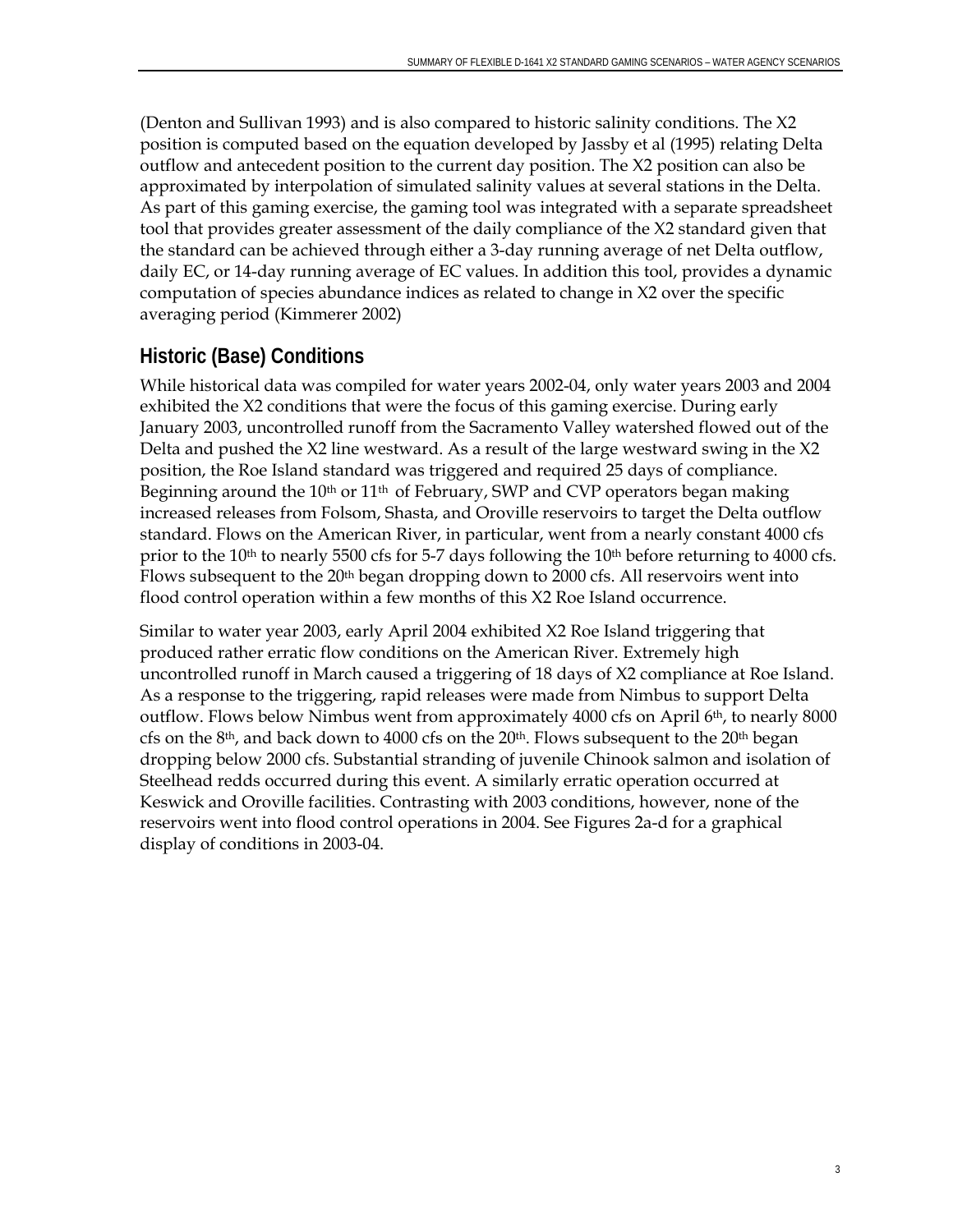(Denton and Sullivan 1993) and is also compared to historic salinity conditions. The X2 position is computed based on the equation developed by Jassby et al (1995) relating Delta outflow and antecedent position to the current day position. The X2 position can also be approximated by interpolation of simulated salinity values at several stations in the Delta. As part of this gaming exercise, the gaming tool was integrated with a separate spreadsheet tool that provides greater assessment of the daily compliance of the X2 standard given that the standard can be achieved through either a 3-day running average of net Delta outflow, daily EC, or 14-day running average of EC values. In addition this tool, provides a dynamic computation of species abundance indices as related to change in X2 over the specific averaging period (Kimmerer 2002)

## Historic (Base) Conditions

While historical data was compiled for water years 2002-04, only water years 2003 and 2004 exhibited the X2 conditions that were the focus of this gaming exercise. During early January 2003, uncontrolled runoff from the Sacramento Valley watershed flowed out of the Delta and pushed the X2 line westward. As a result of the large westward swing in the X2 position, the Roe Island standard was triggered and required 25 days of compliance. Beginning around the 10th or 11th of February, SWP and CVP operators began making increased releases from Folsom, Shasta, and Oroville reservoirs to target the Delta outflow standard. Flows on the American River, in particular, went from a nearly constant 4000 cfs prior to the 10th to nearly 5500 cfs for 5-7 days following the 10th before returning to 4000 cfs. Flows subsequent to the 20th began dropping down to 2000 cfs. All reservoirs went into flood control operation within a few months of this X2 Roe Island occurrence.

Similar to water year 2003, early April 2004 exhibited X2 Roe Island triggering that produced rather erratic flow conditions on the American River. Extremely high uncontrolled runoff in March caused a triggering of 18 days of X2 compliance at Roe Island. As a response to the triggering, rapid releases were made from Nimbus to support Delta outflow. Flows below Nimbus went from approximately 4000 cfs on April 6th, to nearly 8000 cfs on the 8th, and back down to 4000 cfs on the 20th. Flows subsequent to the 20th began dropping below 2000 cfs. Substantial stranding of juvenile Chinook salmon and isolation of Steelhead redds occurred during this event. A similarly erratic operation occurred at Keswick and Oroville facilities. Contrasting with 2003 conditions, however, none of the reservoirs went into flood control operations in 2004. See Figures 2a-d for a graphical display of conditions in 2003-04.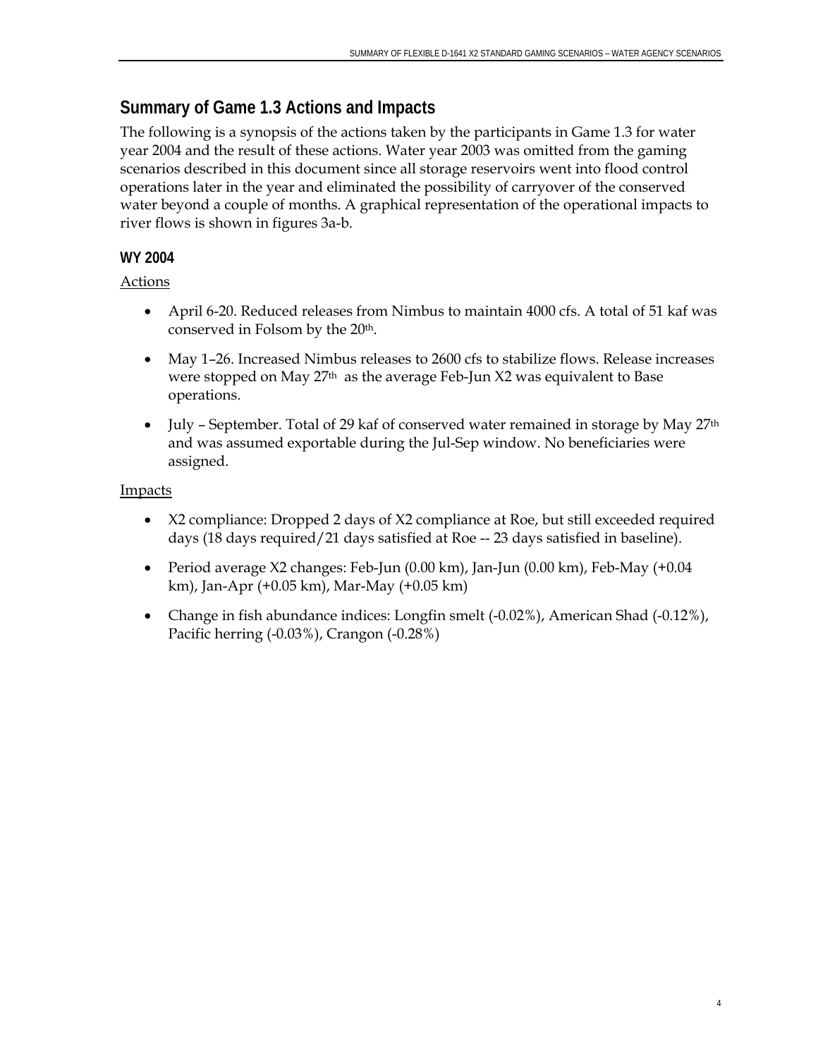## Summary of Game 1.3 Actions and Impacts

The following is a synopsis of the actions taken by the participants in Game 1.3 for water year 2004 and the result of these actions. Water year 2003 was omitted from the gaming scenarios described in this document since all storage reservoirs went into flood control operations later in the year and eliminated the possibility of carryover of the conserved water beyond a couple of months. A graphical representation of the operational impacts to river flows is shown in figures 3a-b.

### WY 2004

Actions

- April 6-20. Reduced releases from Nimbus to maintain 4000 cfs. A total of 51 kaf was conserved in Folsom by the 20th.
- May 1–26. Increased Nimbus releases to 2600 cfs to stabilize flows. Release increases were stopped on May 27th as the average Feb-Jun X2 was equivalent to Base operations.
- July – September. Total of 29 kaf of conserved water remained in storage by May 27th and was assumed exportable during the Jul-Sep window. No beneficiaries were assigned.

Impacts

- X2 compliance: Dropped 2 days of X2 compliance at Roe, but still exceeded required days (18 days required/21 days satisfied at Roe -- 23 days satisfied in baseline).
- Period average X2 changes: Feb-Jun (0.00 km), Jan-Jun (0.00 km), Feb-May (+0.04 km), Jan-Apr (+0.05 km), Mar-May (+0.05 km)
- Change in fish abundance indices: Longfin smelt (-0.02%), American Shad (-0.12%), Pacific herring (-0.03%), Crangon (-0.28%)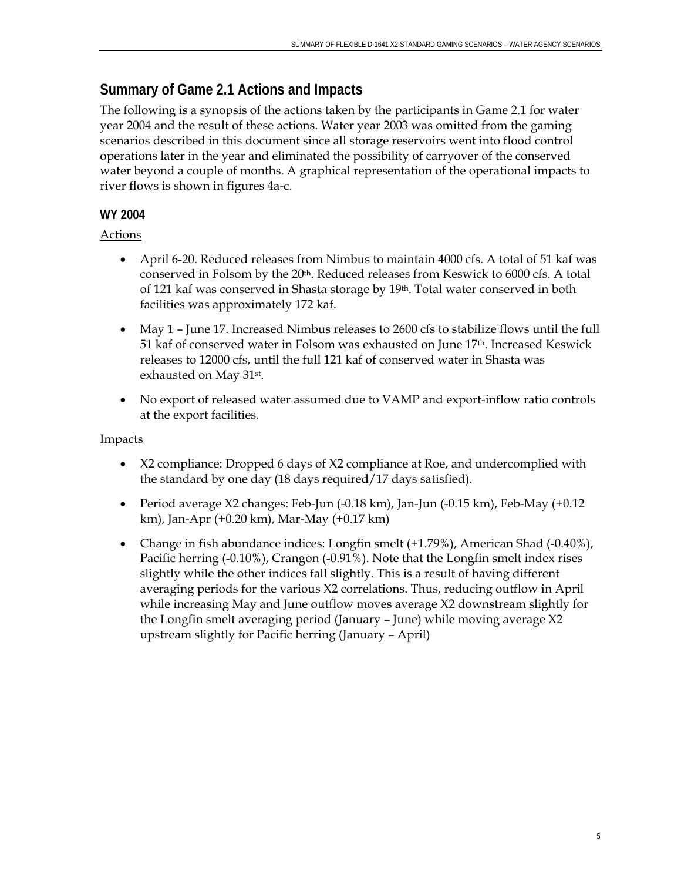## Summary of Game 2.1 Actions and Impacts

The following is a synopsis of the actions taken by the participants in Game 2.1 for water year 2004 and the result of these actions. Water year 2003 was omitted from the gaming scenarios described in this document since all storage reservoirs went into flood control operations later in the year and eliminated the possibility of carryover of the conserved water beyond a couple of months. A graphical representation of the operational impacts to river flows is shown in figures 4a-c.

### WY 2004

Actions

- April 6-20. Reduced releases from Nimbus to maintain 4000 cfs. A total of 51 kaf was conserved in Folsom by the 20th. Reduced releases from Keswick to 6000 cfs. A total of 121 kaf was conserved in Shasta storage by 19th. Total water conserved in both facilities was approximately 172 kaf.
- May 1 – June 17. Increased Nimbus releases to 2600 cfs to stabilize flows until the full 51 kaf of conserved water in Folsom was exhausted on June 17th. Increased Keswick releases to 12000 cfs, until the full 121 kaf of conserved water in Shasta was exhausted on May 31st.
- No export of released water assumed due to VAMP and export-inflow ratio controls at the export facilities.

Impacts

- X2 compliance: Dropped 6 days of X2 compliance at Roe, and undercomplied with the standard by one day (18 days required/17 days satisfied).
- Period average X2 changes: Feb-Jun (-0.18 km), Jan-Jun (-0.15 km), Feb-May (+0.12 km), Jan-Apr (+0.20 km), Mar-May (+0.17 km)
- Change in fish abundance indices: Longfin smelt (+1.79%), American Shad (-0.40%), Pacific herring (-0.10%), Crangon (-0.91%). Note that the Longfin smelt index rises slightly while the other indices fall slightly. This is a result of having different averaging periods for the various X2 correlations. Thus, reducing outflow in April while increasing May and June outflow moves average X2 downstream slightly for the Longfin smelt averaging period (January – June) while moving average X2 upstream slightly for Pacific herring (January – April)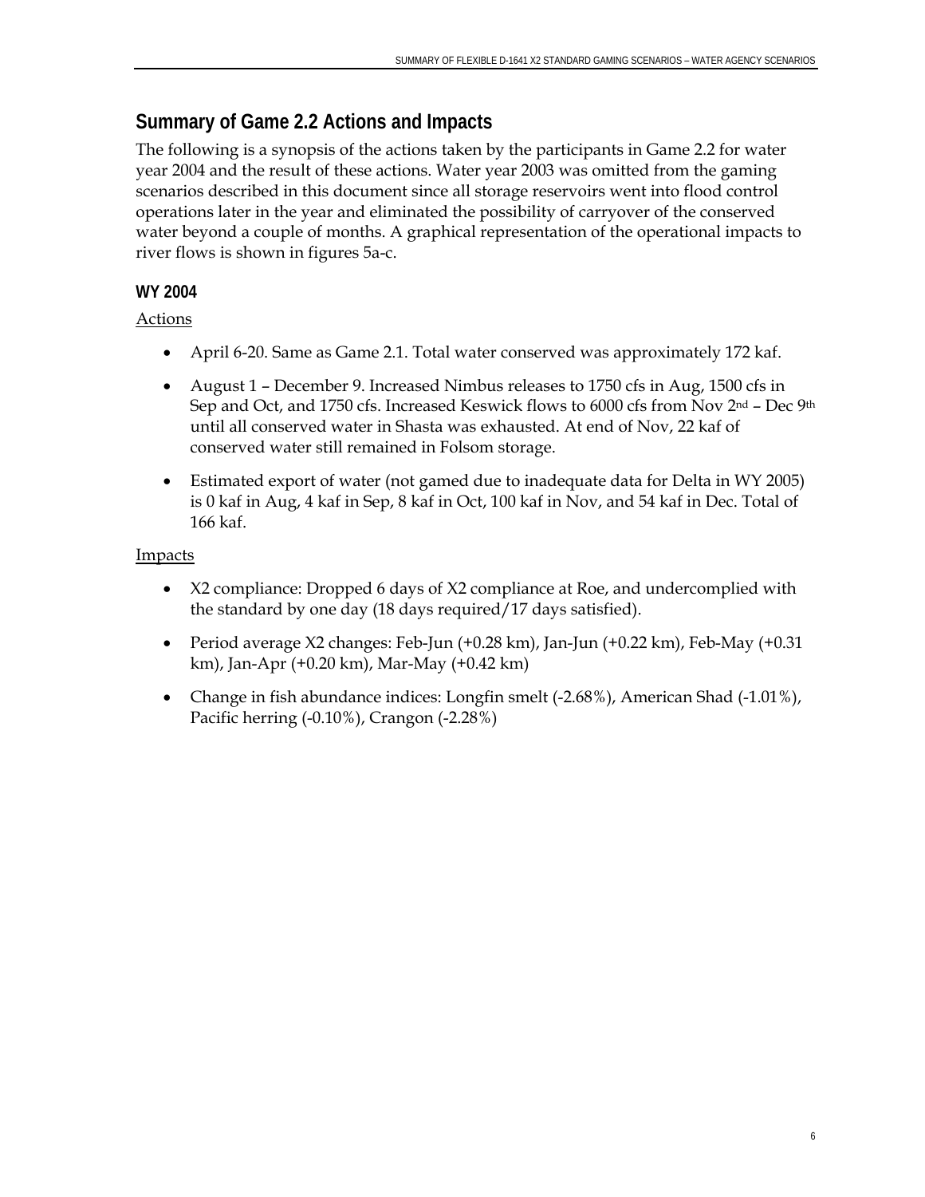## Summary of Game 2.2 Actions and Impacts

The following is a synopsis of the actions taken by the participants in Game 2.2 for water year 2004 and the result of these actions. Water year 2003 was omitted from the gaming scenarios described in this document since all storage reservoirs went into flood control operations later in the year and eliminated the possibility of carryover of the conserved water beyond a couple of months. A graphical representation of the operational impacts to river flows is shown in figures 5a-c.

### WY 2004

Actions

- April 6-20. Same as Game 2.1. Total water conserved was approximately 172 kaf.
- August 1 – December 9. Increased Nimbus releases to 1750 cfs in Aug, 1500 cfs in Sep and Oct, and 1750 cfs. Increased Keswick flows to 6000 cfs from Nov 2nd – Dec 9th until all conserved water in Shasta was exhausted. At end of Nov, 22 kaf of conserved water still remained in Folsom storage.
- Estimated export of water (not gamed due to inadequate data for Delta in WY 2005) is 0 kaf in Aug, 4 kaf in Sep, 8 kaf in Oct, 100 kaf in Nov, and 54 kaf in Dec. Total of 166 kaf.

Impacts

- X2 compliance: Dropped 6 days of X2 compliance at Roe, and undercomplied with the standard by one day (18 days required/17 days satisfied).
- Period average X2 changes: Feb-Jun (+0.28 km), Jan-Jun (+0.22 km), Feb-May (+0.31 km), Jan-Apr (+0.20 km), Mar-May (+0.42 km)
- Change in fish abundance indices: Longfin smelt (-2.68%), American Shad (-1.01%), Pacific herring (-0.10%), Crangon (-2.28%)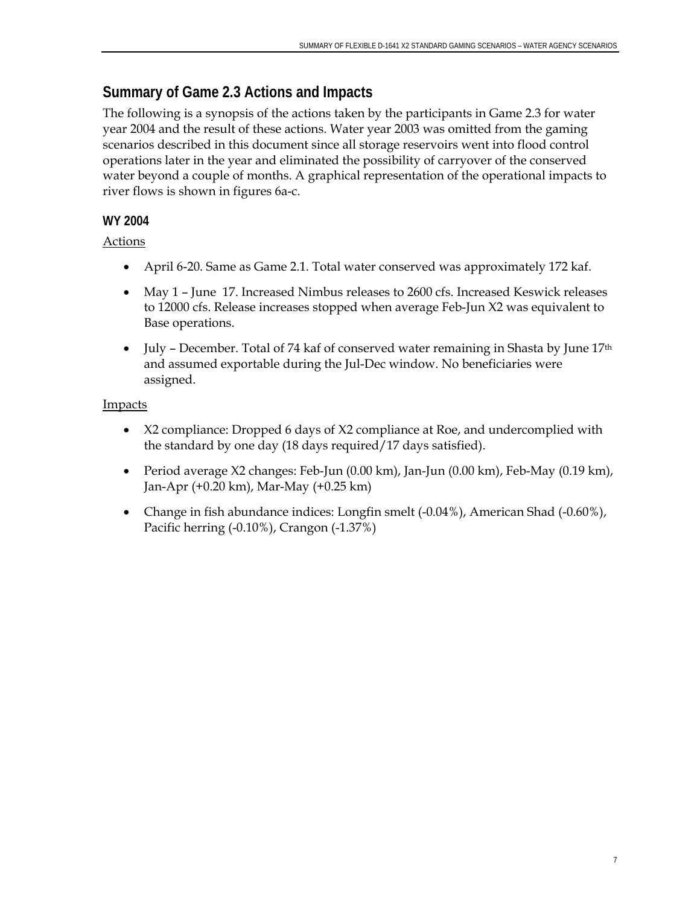## Summary of Game 2.3 Actions and Impacts

The following is a synopsis of the actions taken by the participants in Game 2.3 for water year 2004 and the result of these actions. Water year 2003 was omitted from the gaming scenarios described in this document since all storage reservoirs went into flood control operations later in the year and eliminated the possibility of carryover of the conserved water beyond a couple of months. A graphical representation of the operational impacts to river flows is shown in figures 6a-c.

### WY 2004

Actions

- April 6-20. Same as Game 2.1. Total water conserved was approximately 172 kaf.
- May 1 – June 17. Increased Nimbus releases to 2600 cfs. Increased Keswick releases to 12000 cfs. Release increases stopped when average Feb-Jun X2 was equivalent to Base operations.
- July – December. Total of 74 kaf of conserved water remaining in Shasta by June 17th and assumed exportable during the Jul-Dec window. No beneficiaries were assigned.

Impacts

- X2 compliance: Dropped 6 days of X2 compliance at Roe, and undercomplied with the standard by one day (18 days required/17 days satisfied).
- Period average X2 changes: Feb-Jun (0.00 km), Jan-Jun (0.00 km), Feb-May (0.19 km), Jan-Apr (+0.20 km), Mar-May (+0.25 km)
- Change in fish abundance indices: Longfin smelt (-0.04%), American Shad (-0.60%), Pacific herring (-0.10%), Crangon (-1.37%)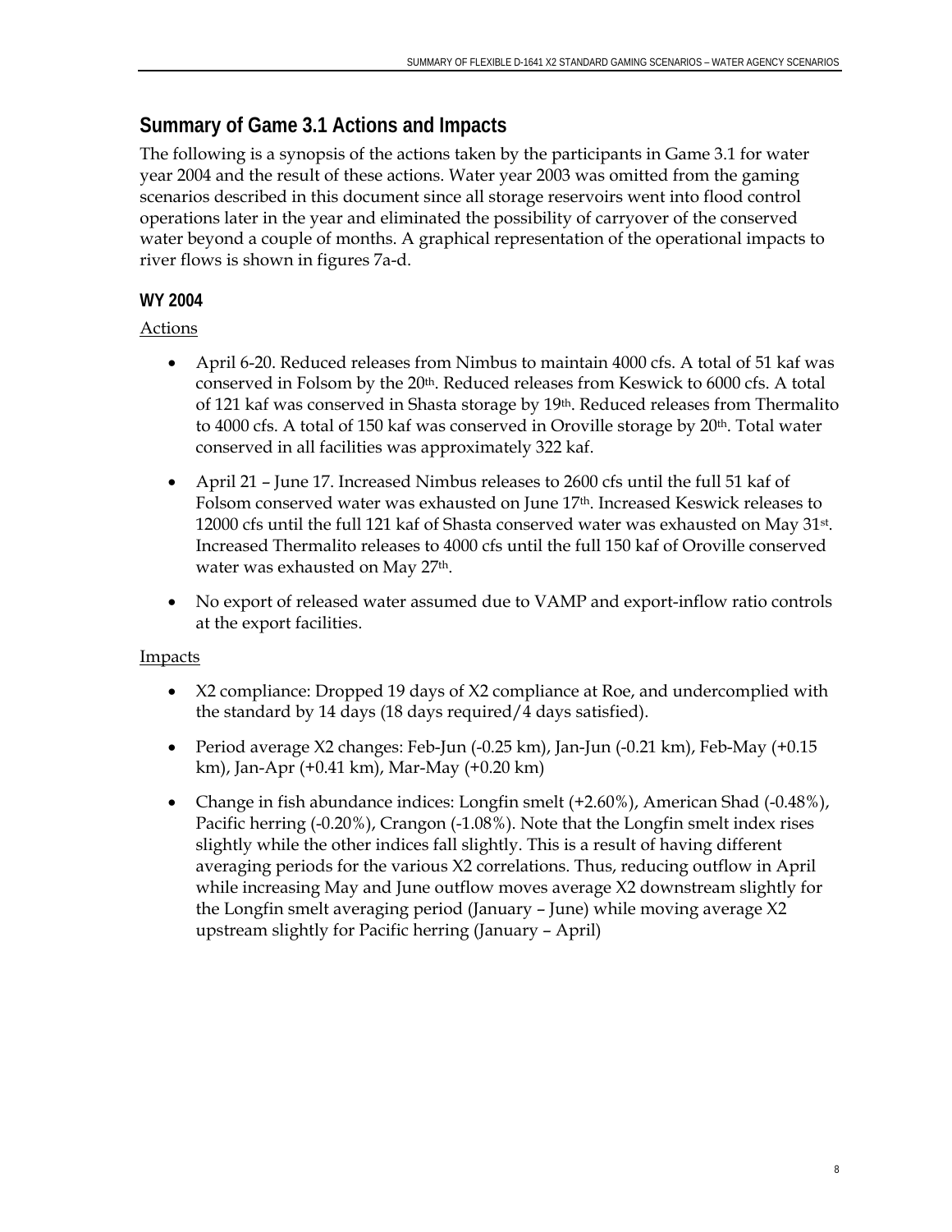## Summary of Game 3.1 Actions and Impacts

The following is a synopsis of the actions taken by the participants in Game 3.1 for water year 2004 and the result of these actions. Water year 2003 was omitted from the gaming scenarios described in this document since all storage reservoirs went into flood control operations later in the year and eliminated the possibility of carryover of the conserved water beyond a couple of months. A graphical representation of the operational impacts to river flows is shown in figures 7a-d.

### WY 2004

Actions

- April 6-20. Reduced releases from Nimbus to maintain 4000 cfs. A total of 51 kaf was conserved in Folsom by the 20th. Reduced releases from Keswick to 6000 cfs. A total of 121 kaf was conserved in Shasta storage by 19th. Reduced releases from Thermalito to 4000 cfs. A total of 150 kaf was conserved in Oroville storage by 20th. Total water conserved in all facilities was approximately 322 kaf.
- April 21 – June 17. Increased Nimbus releases to 2600 cfs until the full 51 kaf of Folsom conserved water was exhausted on June 17th. Increased Keswick releases to 12000 cfs until the full 121 kaf of Shasta conserved water was exhausted on May 31st. Increased Thermalito releases to 4000 cfs until the full 150 kaf of Oroville conserved water was exhausted on May 27th.
- No export of released water assumed due to VAMP and export-inflow ratio controls at the export facilities.

Impacts

- X2 compliance: Dropped 19 days of X2 compliance at Roe, and undercomplied with the standard by 14 days (18 days required/4 days satisfied).
- Period average X2 changes: Feb-Jun (-0.25 km), Jan-Jun (-0.21 km), Feb-May (+0.15 km), Jan-Apr (+0.41 km), Mar-May (+0.20 km)
- Change in fish abundance indices: Longfin smelt (+2.60%), American Shad (-0.48%), Pacific herring (-0.20%), Crangon (-1.08%). Note that the Longfin smelt index rises slightly while the other indices fall slightly. This is a result of having different averaging periods for the various X2 correlations. Thus, reducing outflow in April while increasing May and June outflow moves average X2 downstream slightly for the Longfin smelt averaging period (January – June) while moving average X2 upstream slightly for Pacific herring (January – April)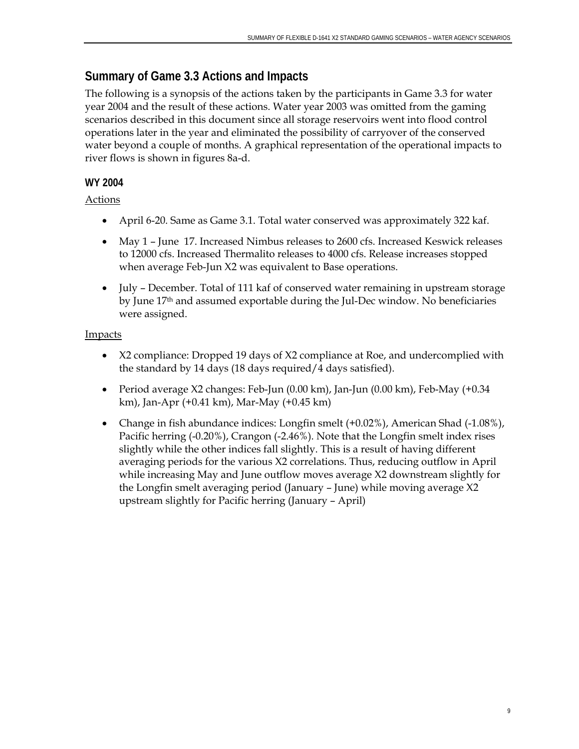## Summary of Game 3.3 Actions and Impacts

The following is a synopsis of the actions taken by the participants in Game 3.3 for water year 2004 and the result of these actions. Water year 2003 was omitted from the gaming scenarios described in this document since all storage reservoirs went into flood control operations later in the year and eliminated the possibility of carryover of the conserved water beyond a couple of months. A graphical representation of the operational impacts to river flows is shown in figures 8a-d.

### WY 2004

Actions

- April 6-20. Same as Game 3.1. Total water conserved was approximately 322 kaf.
- May 1 – June 17. Increased Nimbus releases to 2600 cfs. Increased Keswick releases to 12000 cfs. Increased Thermalito releases to 4000 cfs. Release increases stopped when average Feb-Jun X2 was equivalent to Base operations.
- July – December. Total of 111 kaf of conserved water remaining in upstream storage by June 17th and assumed exportable during the Jul-Dec window. No beneficiaries were assigned.

Impacts

- X2 compliance: Dropped 19 days of X2 compliance at Roe, and undercomplied with the standard by 14 days (18 days required/4 days satisfied).
- Period average X2 changes: Feb-Jun (0.00 km), Jan-Jun (0.00 km), Feb-May (+0.34 km), Jan-Apr (+0.41 km), Mar-May (+0.45 km)
- Change in fish abundance indices: Longfin smelt (+0.02%), American Shad (-1.08%), Pacific herring (-0.20%), Crangon (-2.46%). Note that the Longfin smelt index rises slightly while the other indices fall slightly. This is a result of having different averaging periods for the various X2 correlations. Thus, reducing outflow in April while increasing May and June outflow moves average X2 downstream slightly for the Longfin smelt averaging period (January – June) while moving average X2 upstream slightly for Pacific herring (January – April)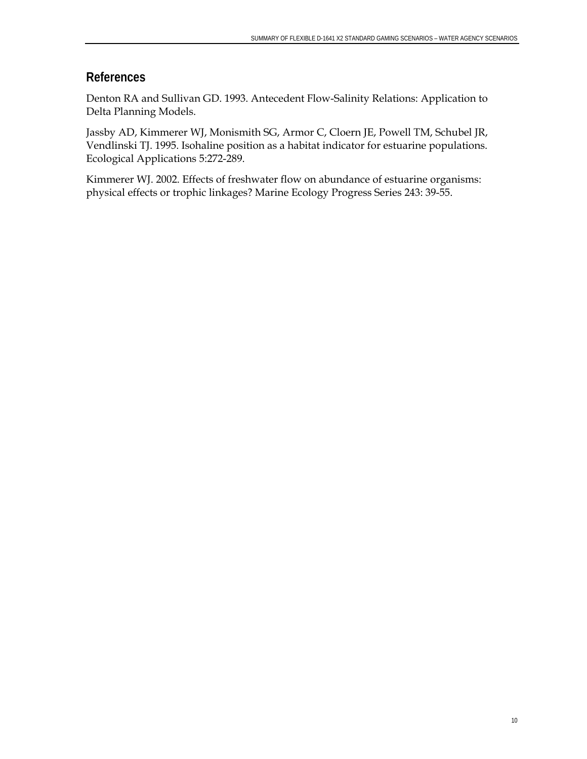## References

Denton RA and Sullivan GD. 1993. Antecedent Flow-Salinity Relations: Application to Delta Planning Models.

Jassby AD, Kimmerer WJ, Monismith SG, Armor C, Cloern JE, Powell TM, Schubel JR, Vendlinski TJ. 1995. Isohaline position as a habitat indicator for estuarine populations. Ecological Applications 5:272-289.

Kimmerer WJ. 2002. Effects of freshwater flow on abundance of estuarine organisms: physical effects or trophic linkages? Marine Ecology Progress Series 243: 39-55.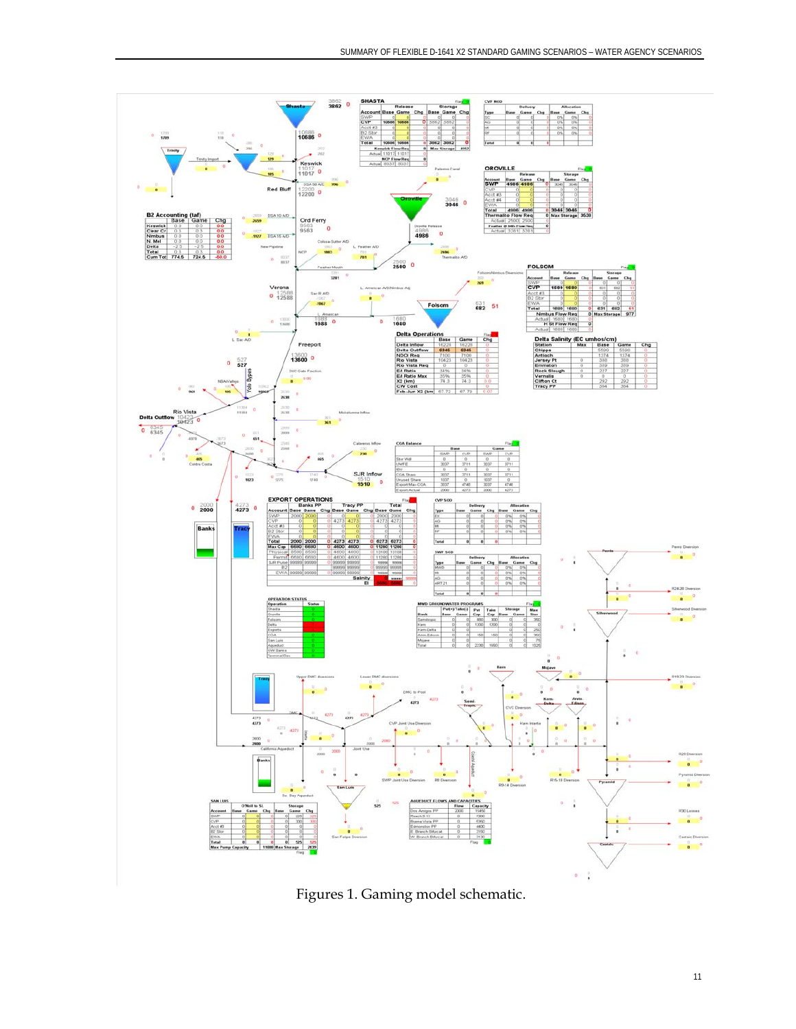Figures 1. Gaming model schematic.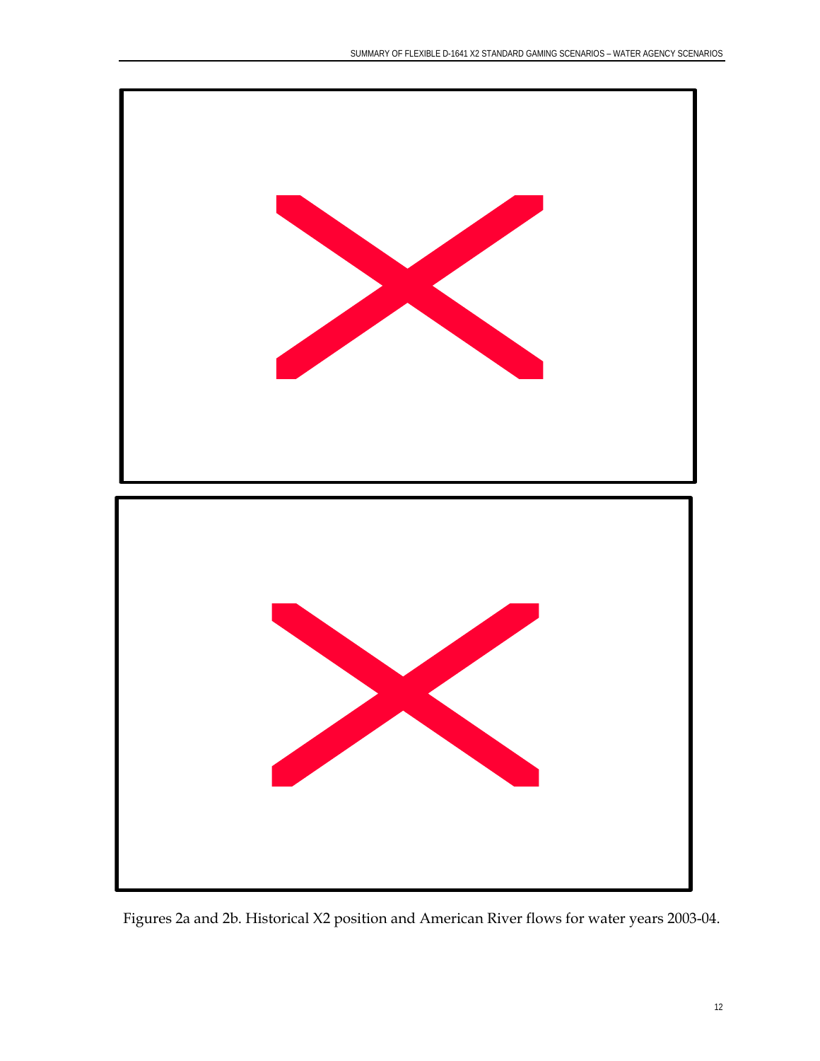Figures 2a and 2b. Historical X2 position and American River flows for water years 2003-04.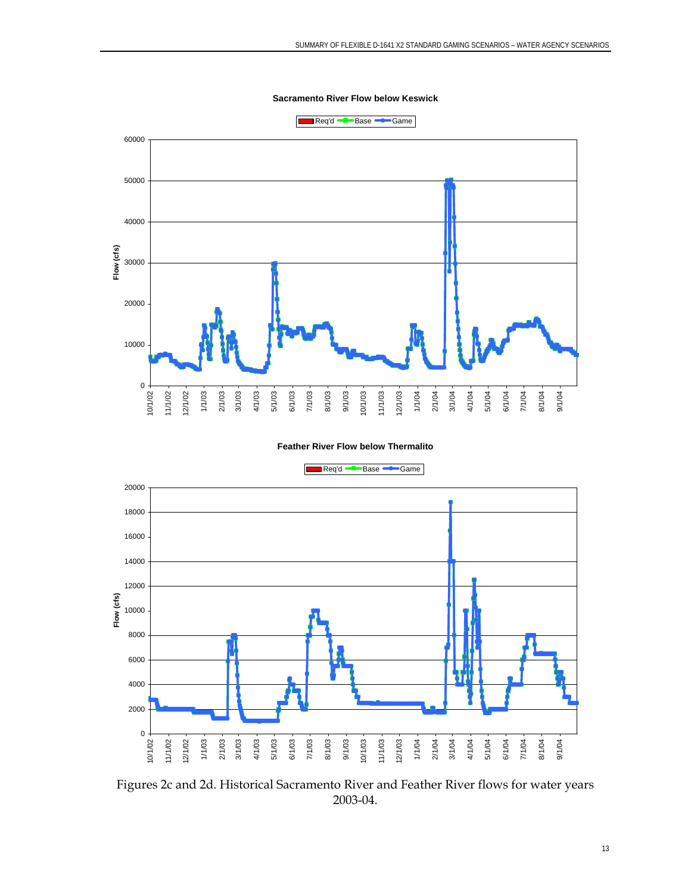**Sacramento River Flow below Keswick**

Req'd | Base | Game

Flow (cfs)

0, 10000, 20000, 30000, 40000, 50000, 60000

10/1/02, 11/1/02, 12/1/02, 1/1/03, 2/1/03, 3/1/03, 4/1/03, 5/1/03, 6/1/03, 7/1/03, 8/1/03, 9/1/03, 10/1/03, 11/1/03, 12/1/03, 1/1/04, 2/1/04, 3/1/04, 4/1/04, 5/1/04, 6/1/04, 7/1/04, 8/1/04, 9/1/04

**Feather River Flow below Thermalito**

Req'd | Base | Game

Flow (cfs)

0, 2000, 4000, 6000, 8000, 10000, 12000, 14000, 16000, 18000, 20000

10/1/02, 11/1/02, 12/1/02, 1/1/03, 2/1/03, 3/1/03, 4/1/03, 5/1/03, 6/1/03, 7/1/03, 8/1/03, 9/1/03, 10/1/03, 11/1/03, 12/1/03, 1/1/04, 2/1/04, 3/1/04, 4/1/04, 5/1/04, 6/1/04, 7/1/04, 8/1/04, 9/1/04

Figures 2c and 2d. Historical Sacramento River and Feather River flows for water years 2003-04.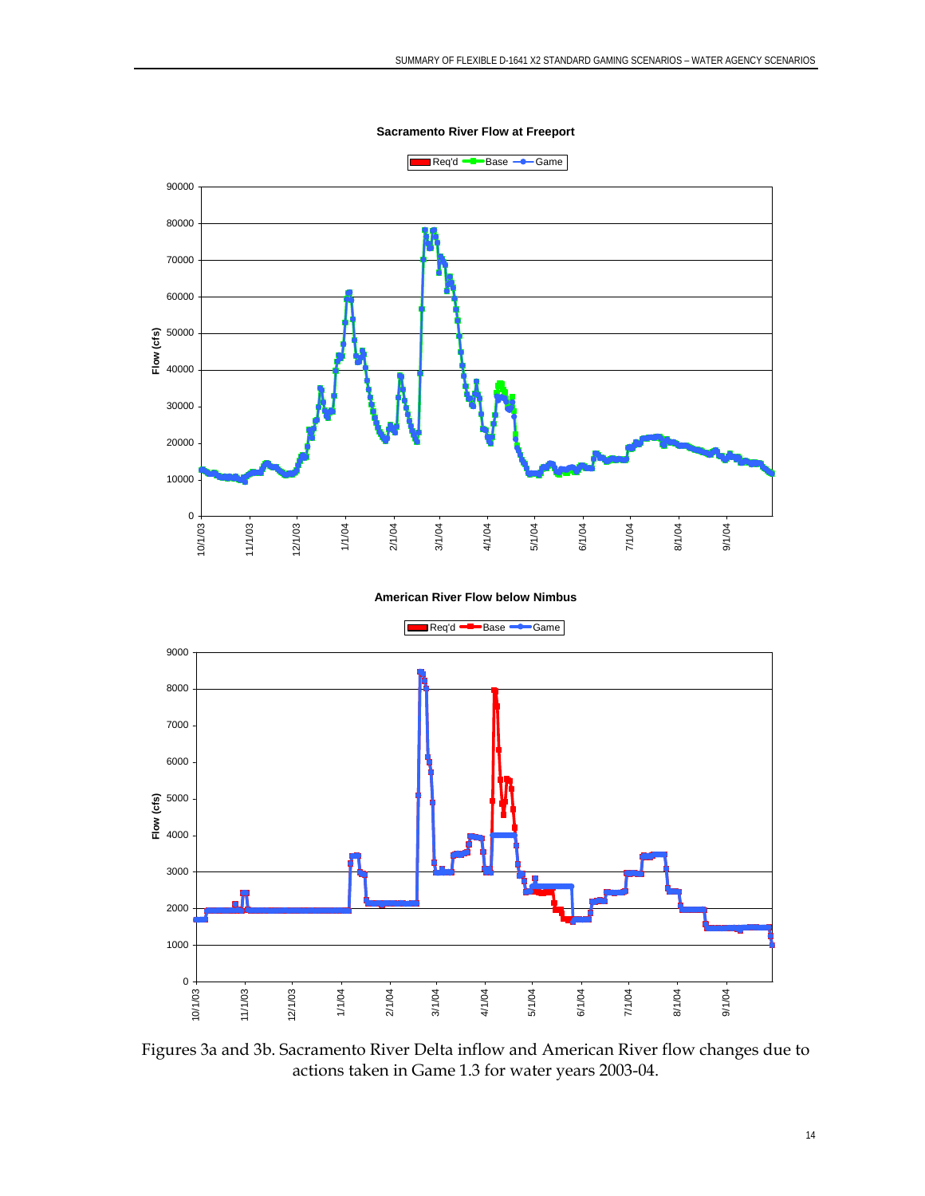**Sacramento River Flow at Freeport**

Req'd, Base, Game

Flow (cfs)

**American River Flow below Nimbus**

Req'd, Base, Game

Flow (cfs)

Figures 3a and 3b. Sacramento River Delta inflow and American River flow changes due to actions taken in Game 1.3 for water years 2003-04.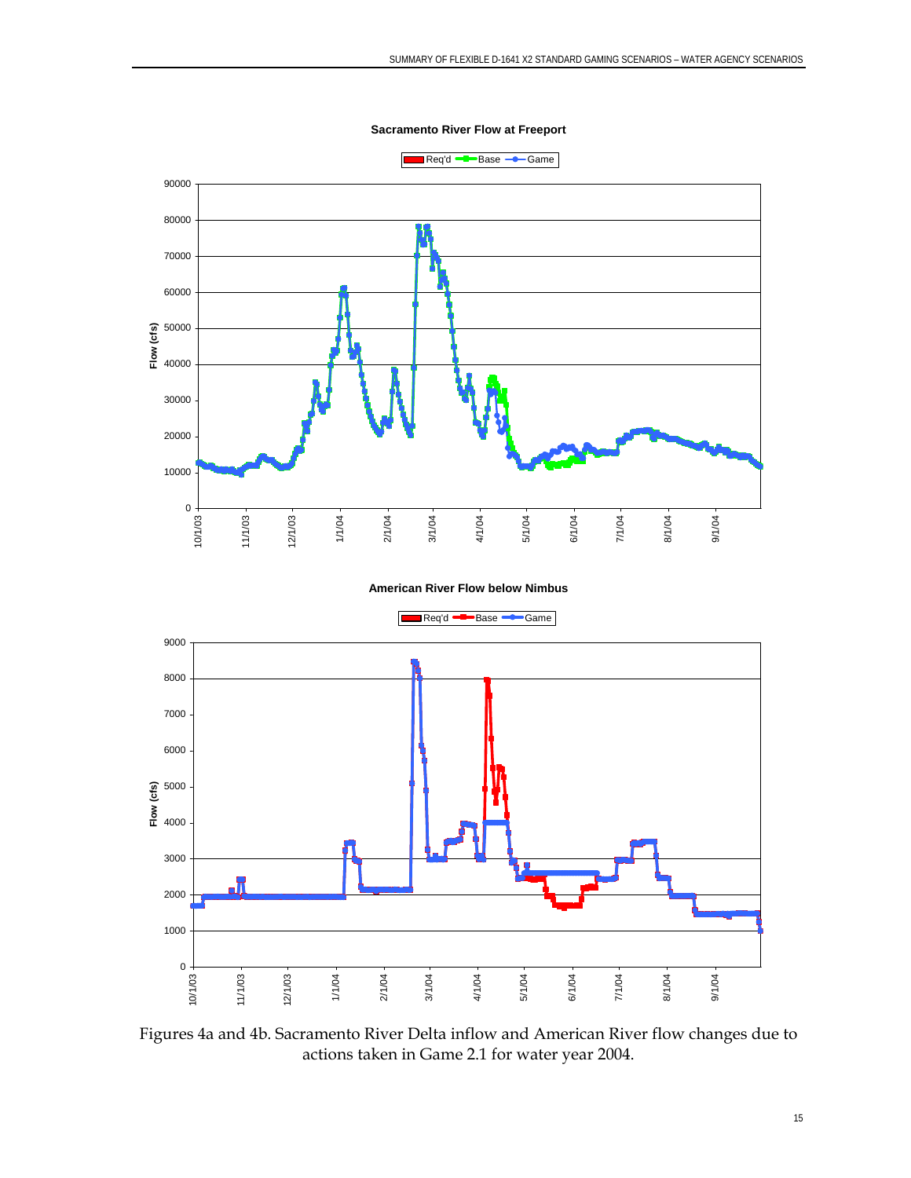**Sacramento River Flow at Freeport**

**American River Flow below Nimbus**

Figures 4a and 4b. Sacramento River Delta inflow and American River flow changes due to actions taken in Game 2.1 for water year 2004.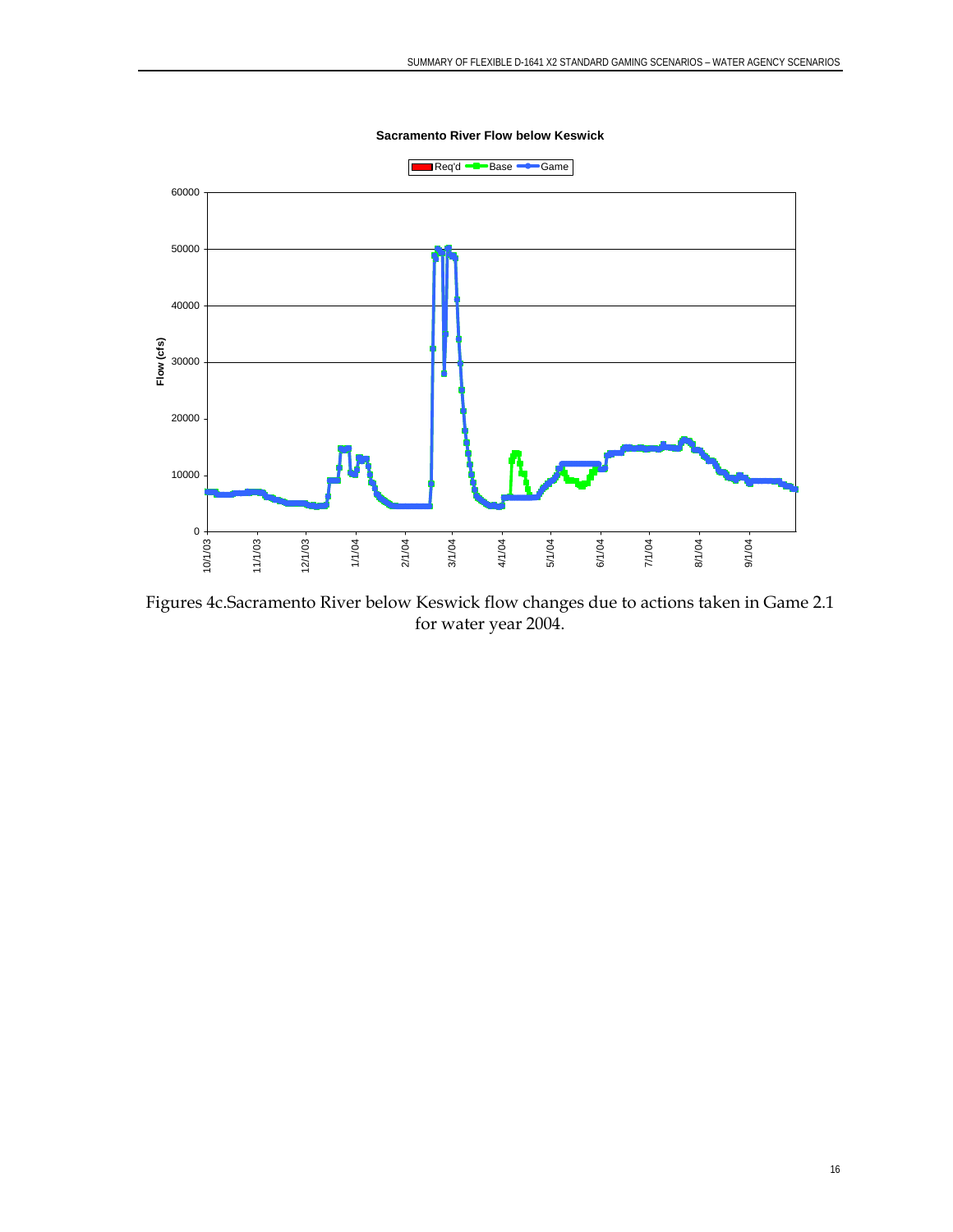**Sacramento River Flow below Keswick**

Req'd · Base · Game

Flow (cfs)

60000
50000
40000
30000
20000
10000
0

10/1/03 11/1/03 12/1/03 1/1/04 2/1/04 3/1/04 4/1/04 5/1/04 6/1/04 7/1/04 8/1/04 9/1/04

Figures 4c.Sacramento River below Keswick flow changes due to actions taken in Game 2.1 for water year 2004.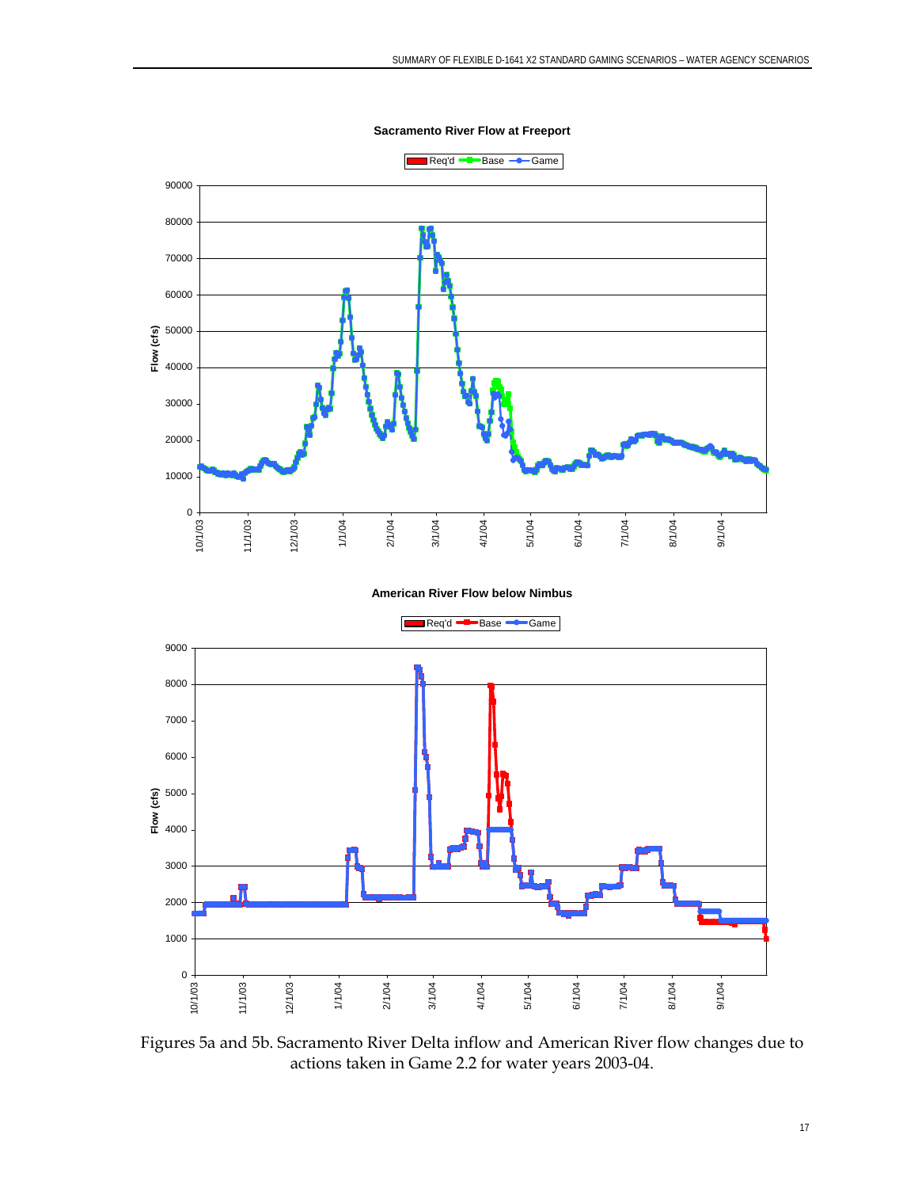**Sacramento River Flow at Freeport**

**American River Flow below Nimbus**

Figures 5a and 5b. Sacramento River Delta inflow and American River flow changes due to actions taken in Game 2.2 for water years 2003-04.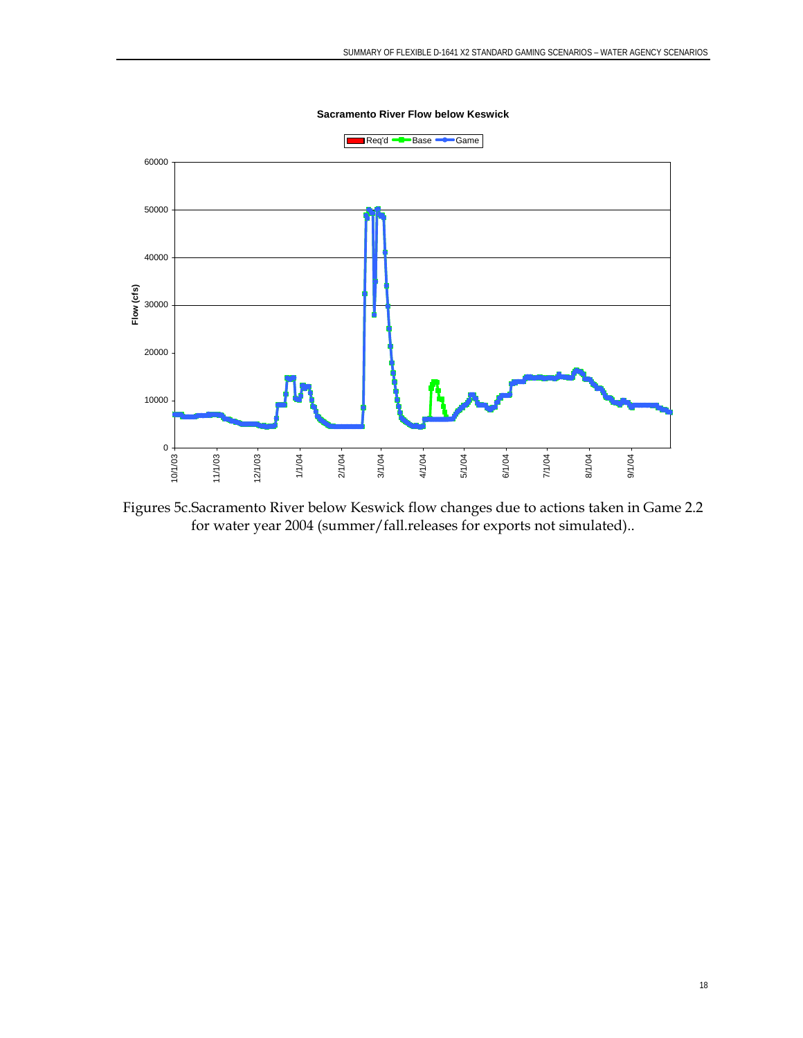**Sacramento River Flow below Keswick**

Req'd  Base  Game

Figures 5c.Sacramento River below Keswick flow changes due to actions taken in Game 2.2 for water year 2004 (summer/fall.releases for exports not simulated)..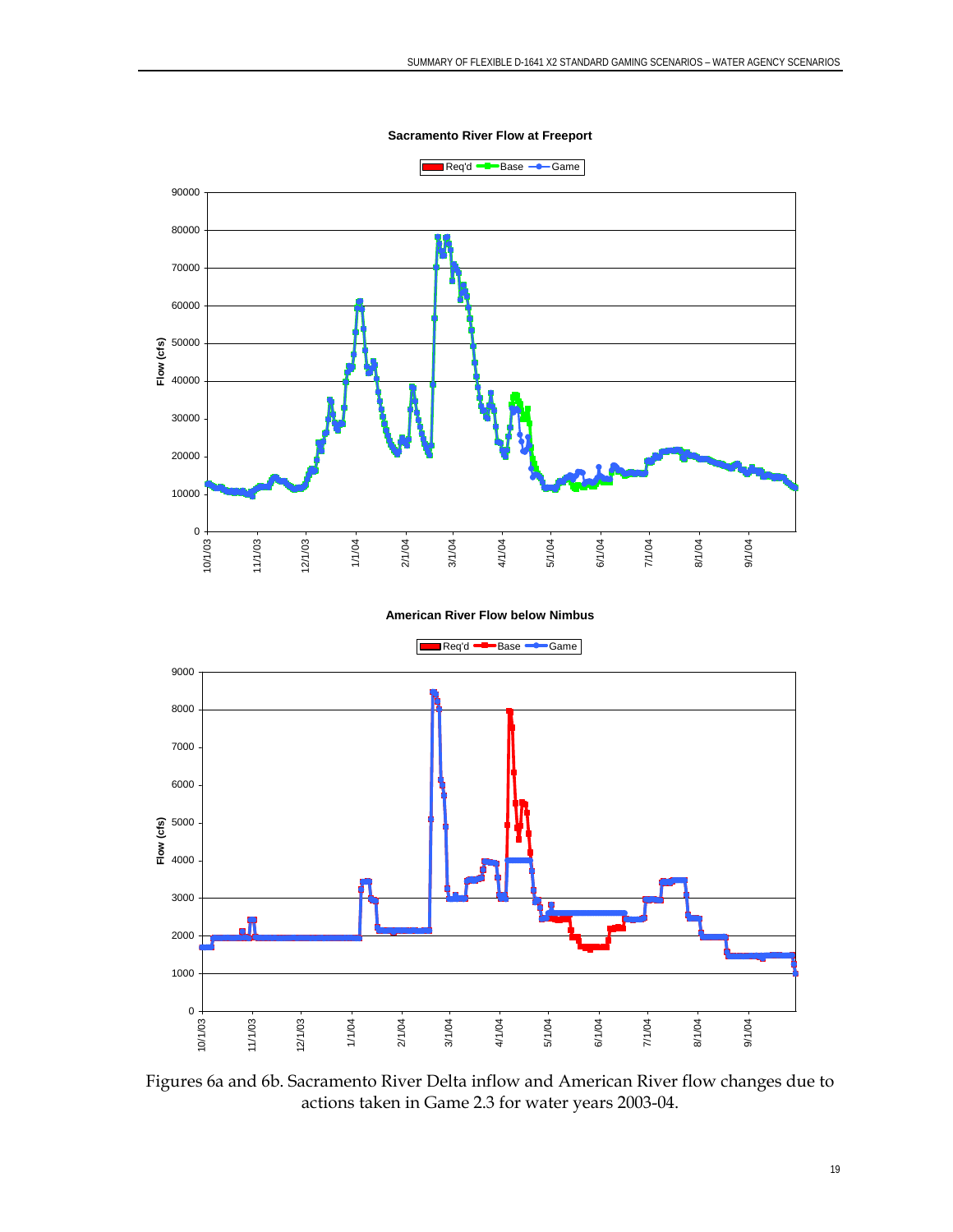**Sacramento River Flow at Freeport**

Req'd — Base — Game

Flow (cfs)

**American River Flow below Nimbus**

Req'd — Base — Game

Flow (cfs)

Figures 6a and 6b. Sacramento River Delta inflow and American River flow changes due to actions taken in Game 2.3 for water years 2003-04.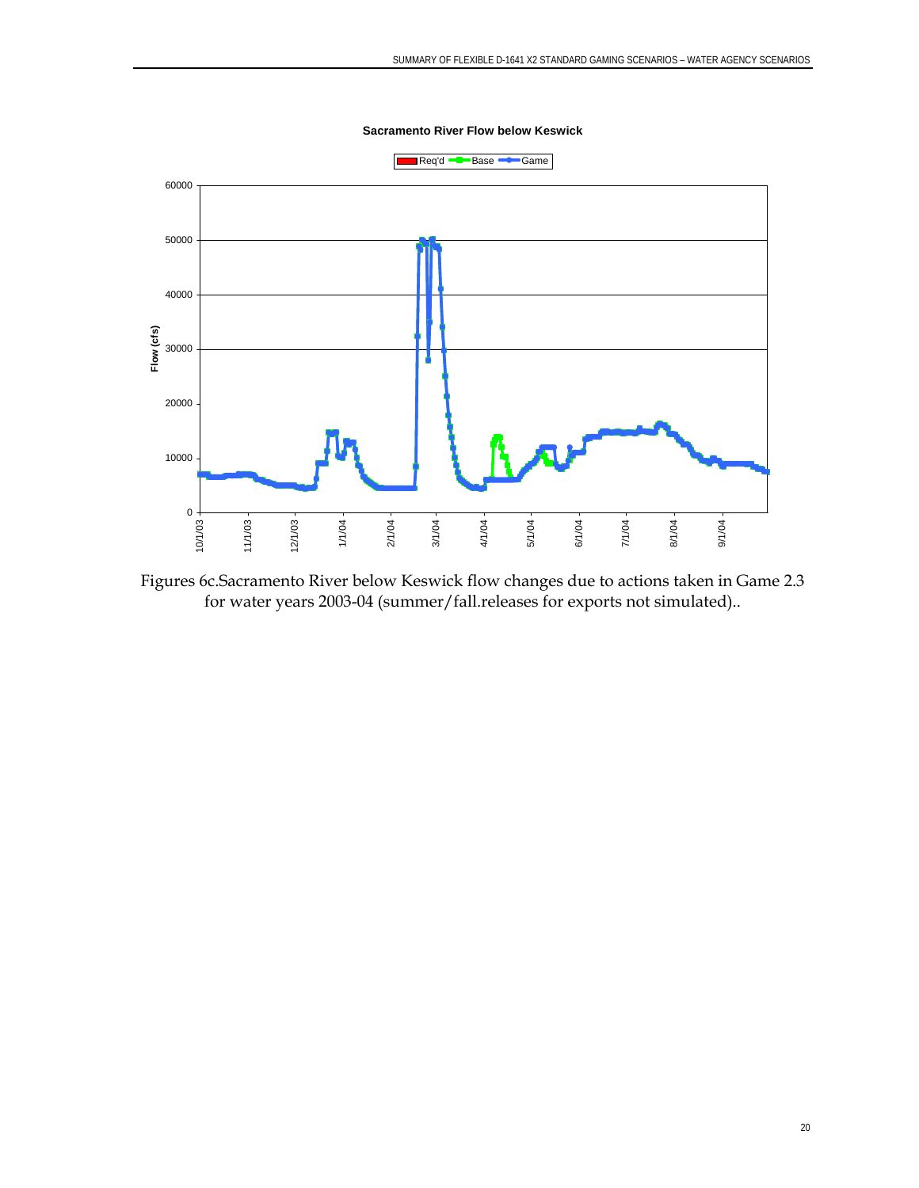**Sacramento River Flow below Keswick**

Figures 6c.Sacramento River below Keswick flow changes due to actions taken in Game 2.3 for water years 2003-04 (summer/fall.releases for exports not simulated)..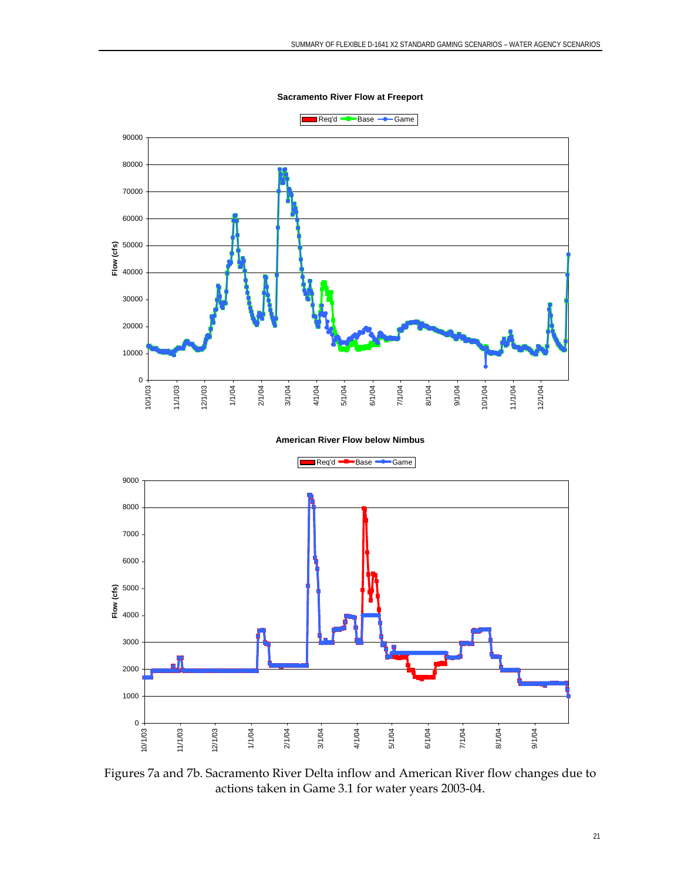Figures 7a and 7b. Sacramento River Delta inflow and American River flow changes due to actions taken in Game 3.1 for water years 2003-04.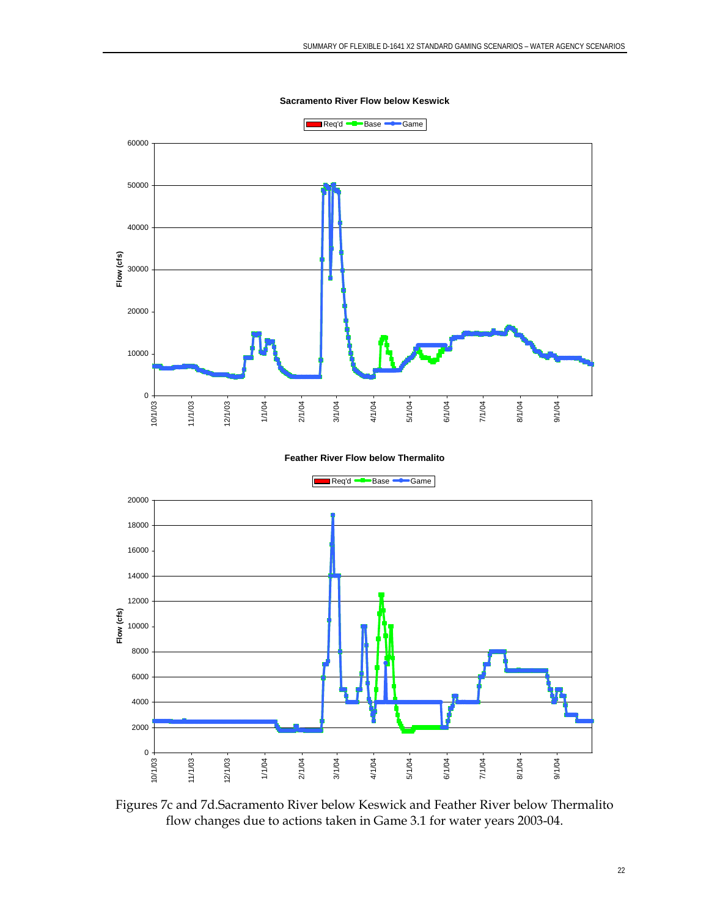**Sacramento River Flow below Keswick**

Req'd · Base · Game

Flow (cfs)

**Feather River Flow below Thermalito**

Req'd · Base · Game

Flow (cfs)

Figures 7c and 7d.Sacramento River below Keswick and Feather River below Thermalito flow changes due to actions taken in Game 3.1 for water years 2003-04.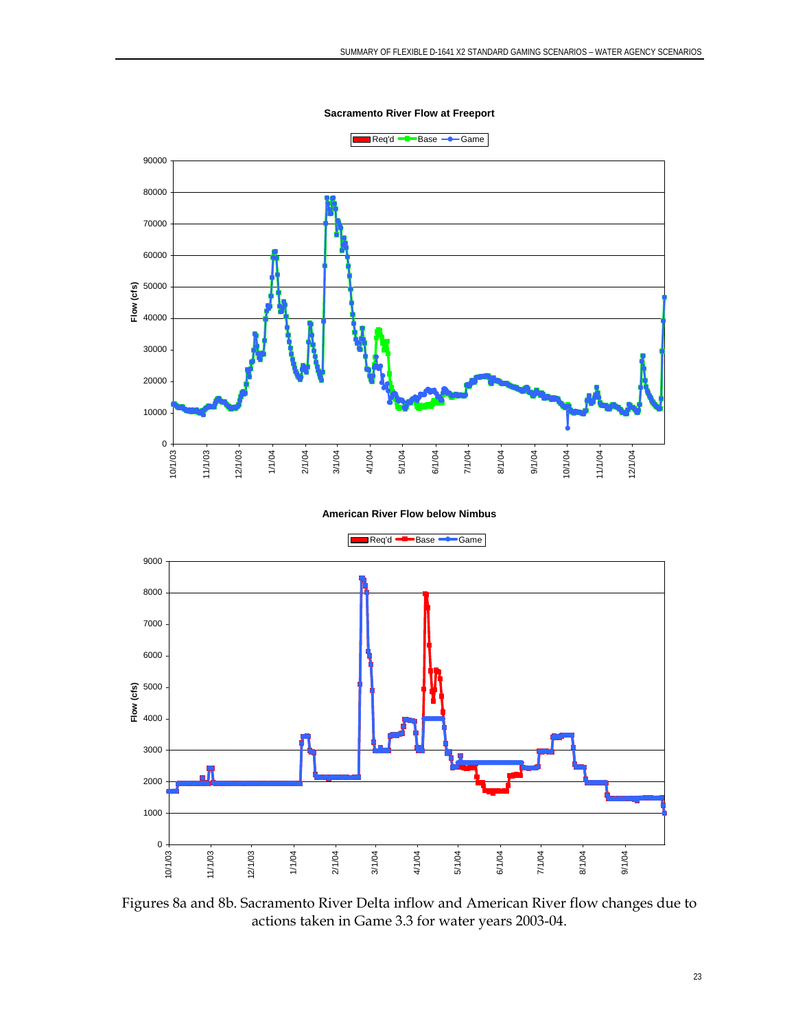Figures 8a and 8b. Sacramento River Delta inflow and American River flow changes due to actions taken in Game 3.3 for water years 2003-04.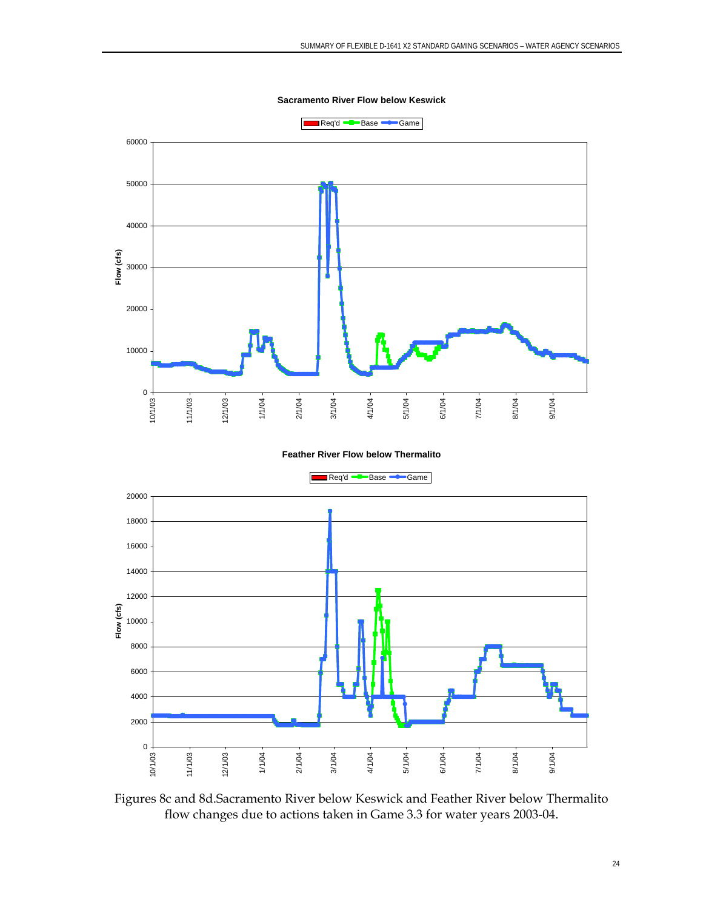Sacramento River Flow below Keswick

Req'd Base Game

60000
50000
40000
30000
20000
10000
0

Flow (cfs)

10/1/03 11/1/03 12/1/03 1/1/04 2/1/04 3/1/04 4/1/04 5/1/04 6/1/04 7/1/04 8/1/04 9/1/04

Feather River Flow below Thermalito

Req'd Base Game

20000
18000
16000
14000
12000
10000
8000
6000
4000
2000
0

Flow (cfs)

10/1/03 11/1/03 12/1/03 1/1/04 2/1/04 3/1/04 4/1/04 5/1/04 6/1/04 7/1/04 8/1/04 9/1/04

Figures 8c and 8d.Sacramento River below Keswick and Feather River below Thermalito flow changes due to actions taken in Game 3.3 for water years 2003-04.